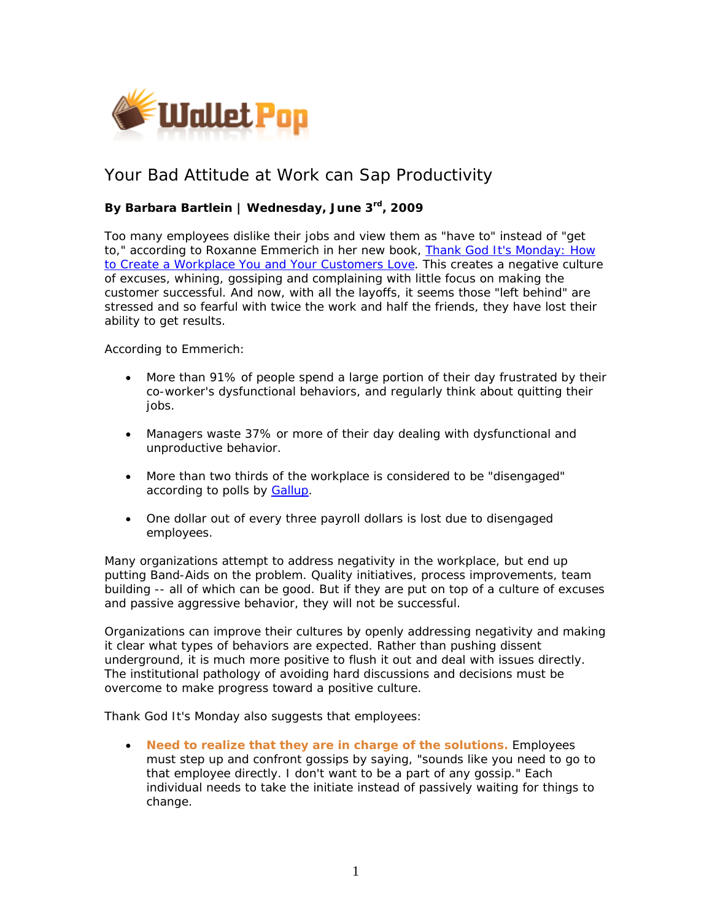# Your Bad Attitude at Work can Sap Productivity

**By Barbara Bartlein | Wednesday, June 3rd, 2009**

Too many employees dislike their jobs and view them as "have to" instead of "get to," according to Roxanne Emmerich in her new book, Thank God It's Monday: How to Create a Workplace You and Your Customers Love. This creates a negative culture of excuses, whining, gossiping and complaining with little focus on making the customer successful. And now, with all the layoffs, it seems those "left behind" are stressed and so fearful with twice the work and half the friends, they have lost their ability to get results.

According to Emmerich:

- More than 91% of people spend a large portion of their day frustrated by their co-worker's dysfunctional behaviors, and regularly think about quitting their jobs.
- Managers waste 37% or more of their day dealing with dysfunctional and unproductive behavior.
- More than two thirds of the workplace is considered to be "disengaged" according to polls by Gallup.
- One dollar out of every three payroll dollars is lost due to disengaged employees.

Many organizations attempt to address negativity in the workplace, but end up putting Band-Aids on the problem. Quality initiatives, process improvements, team building -- all of which can be good. But if they are put on top of a culture of excuses and passive aggressive behavior, they will not be successful.

Organizations can improve their cultures by openly addressing negativity and making it clear what types of behaviors are expected. Rather than pushing dissent underground, it is much more positive to flush it out and deal with issues directly. The institutional pathology of avoiding hard discussions and decisions must be overcome to make progress toward a positive culture.

Thank God It's Monday also suggests that employees:

- **Need to realize that they are in charge of the solutions.** Employees must step up and confront gossips by saying, "sounds like you need to go to that employee directly. I don't want to be a part of any gossip." Each individual needs to take the initiate instead of passively waiting for things to change.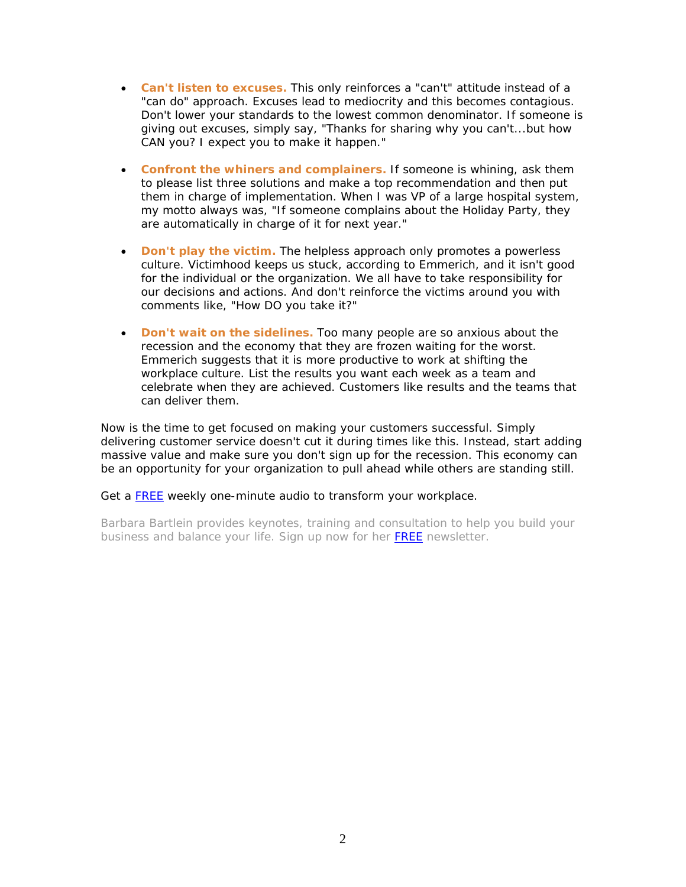- **Can't listen to excuses.** This only reinforces a "can't" attitude instead of a "can do" approach. Excuses lead to mediocrity and this becomes contagious. Don't lower your standards to the lowest common denominator. If someone is giving out excuses, simply say, "Thanks for sharing why you can't...but how CAN you? I expect you to make it happen."

- **Confront the whiners and complainers.** If someone is whining, ask them to please list three solutions and make a top recommendation and then put them in charge of implementation. When I was VP of a large hospital system, my motto always was, "If someone complains about the Holiday Party, they are automatically in charge of it for next year."

- **Don't play the victim.** The helpless approach only promotes a powerless culture. Victimhood keeps us stuck, according to Emmerich, and it isn't good for the individual or the organization. We all have to take responsibility for our decisions and actions. And don't reinforce the victims around you with comments like, "How DO you take it?"

- **Don't wait on the sidelines.** Too many people are so anxious about the recession and the economy that they are frozen waiting for the worst. Emmerich suggests that it is more productive to work at shifting the workplace culture. List the results you want each week as a team and celebrate when they are achieved. Customers like results and the teams that can deliver them.

Now is the time to get focused on making your customers successful. Simply delivering customer service doesn't cut it during times like this. Instead, start adding massive value and make sure you don't sign up for the recession. This economy can be an opportunity for your organization to pull ahead while others are standing still.

Get a FREE weekly one-minute audio to transform your workplace.

Barbara Bartlein provides keynotes, training and consultation to help you build your business and balance your life. Sign up now for her FREE newsletter.